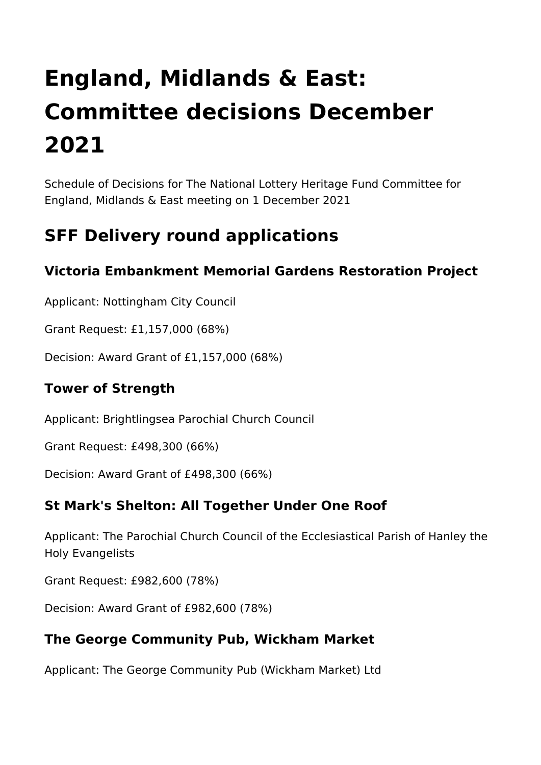# England, Midlands & East: Committee decisions December 2021

Schedule of Decisions for The National Lottery Heritage Fund Committee for England, Midlands & East meeting on 1 December 2021

## SFF Delivery round applications

### Victoria Embankment Memorial Gardens Restoration Project

Applicant: Nottingham City Council

Grant Request: £1,157,000 (68%)

Decision: Award Grant of £1,157,000 (68%)

### Tower of Strength

Applicant: Brightlingsea Parochial Church Council

Grant Request: £498,300 (66%)

Decision: Award Grant of £498,300 (66%)

### St Mark's Shelton: All Together Under One Roof

Applicant: The Parochial Church Council of the Ecclesiastical Parish of Hanley the Holy Evangelists

Grant Request: £982,600 (78%)

Decision: Award Grant of £982,600 (78%)

### The George Community Pub, Wickham Market

Applicant: The George Community Pub (Wickham Market) Ltd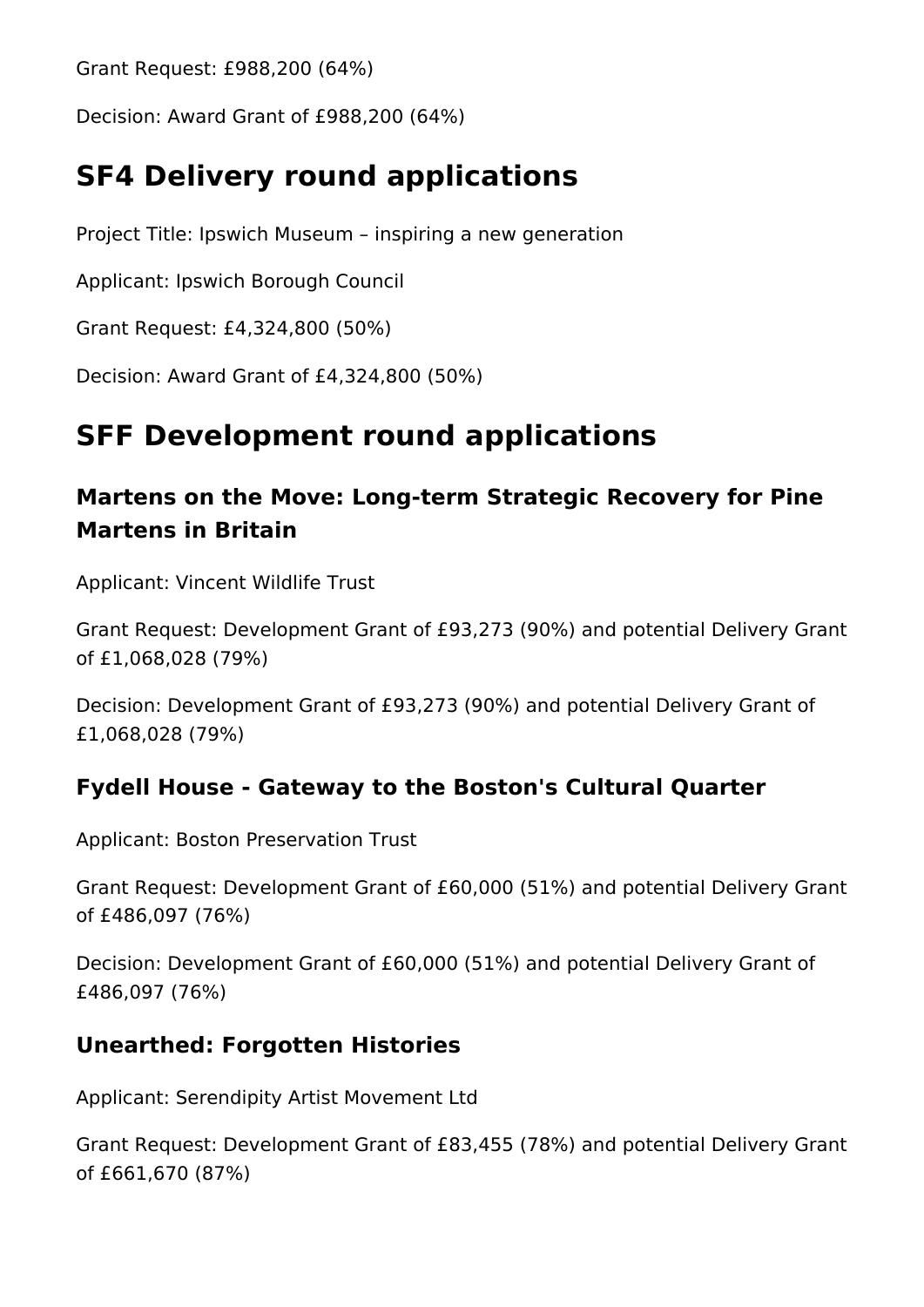Grant Request: £988,200 (64%)

Decision: Award Grant of £988,200 (64%)

# SF4 Delivery round applications

Project Title: Ipswich Museum – inspiring a new generation

Applicant: Ipswich Borough Council

Grant Request: £4,324,800 (50%)

Decision: Award Grant of £4,324,800 (50%)

# SFF Development round applications

## Martens on the Move: Long-term Strategic Recovery for Pine Martens in Britain

Applicant: Vincent Wildlife Trust

Grant Request: Development Grant of £93,273 (90%) and potential Delivery Grant of £1,068,028 (79%)

Decision: Development Grant of £93,273 (90%) and potential Delivery Grant of £1,068,028 (79%)

## Fydell House - Gateway to the Boston's Cultural Quarter

Applicant: Boston Preservation Trust

Grant Request: Development Grant of £60,000 (51%) and potential Delivery Grant of £486,097 (76%)

Decision: Development Grant of £60,000 (51%) and potential Delivery Grant of £486,097 (76%)

## Unearthed: Forgotten Histories

Applicant: Serendipity Artist Movement Ltd

Grant Request: Development Grant of £83,455 (78%) and potential Delivery Grant of £661,670 (87%)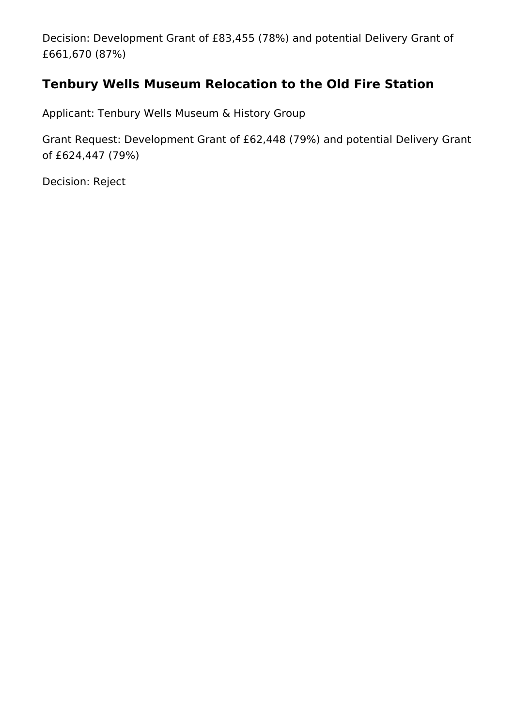Decision: Development Grant of £83,455 (78%) and potential Delivery Grant of £661,670 (87%)

## Tenbury Wells Museum Relocation to the Old Fire Station

Applicant: Tenbury Wells Museum & History Group

Grant Request: Development Grant of £62,448 (79%) and potential Delivery Grant of £624,447 (79%)

Decision: Reject